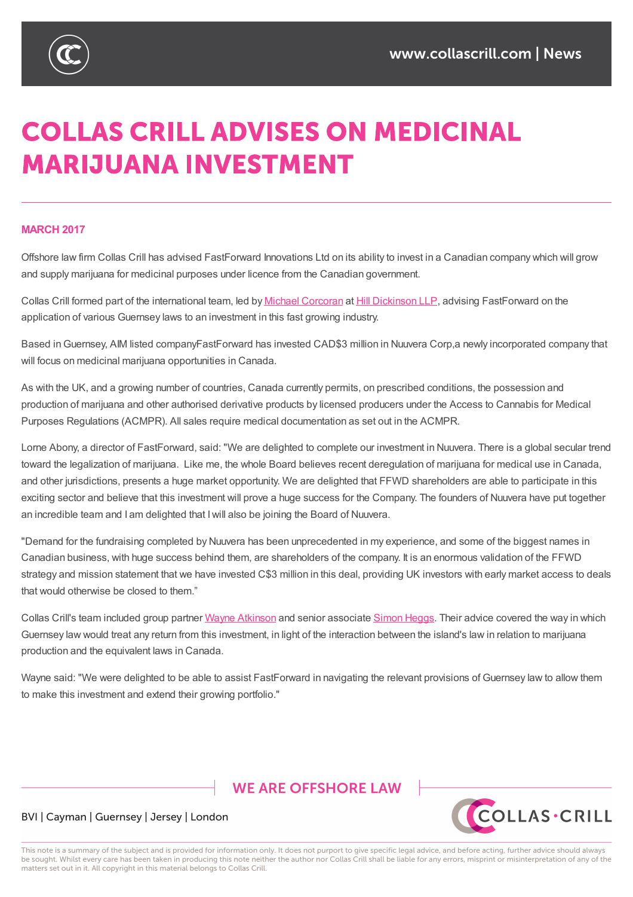# COLLAS CRILL ADVISES ON MEDICINAL MARIJUANA INVESTMENT

**MARCH 2017**

Offshore law firm Collas Crill has advised FastForward Innovations Ltd on its ability to invest in a Canadian company which will grow and supply marijuana for medicinal purposes under licence from the Canadian government.

Collas Crill formed part of the international team, led by Michael Corcoran at Hill Dickinson LLP, advising FastForward on the application of various Guernsey laws to an investment in this fast growing industry.

Based in Guernsey, AIM listed companyFastForward has invested CAD$3 million in Nuuvera Corp,a newly incorporated company that will focus on medicinal marijuana opportunities in Canada.

As with the UK, and a growing number of countries, Canada currently permits, on prescribed conditions, the possession and production of marijuana and other authorised derivative products by licensed producers under the Access to Cannabis for Medical Purposes Regulations (ACMPR). All sales require medical documentation as set out in the ACMPR.

Lorne Abony, a director of FastForward, said: "We are delighted to complete our investment in Nuuvera. There is a global secular trend toward the legalization of marijuana. Like me, the whole Board believes recent deregulation of marijuana for medical use in Canada, and other jurisdictions, presents a huge market opportunity. We are delighted that FFWD shareholders are able to participate in this exciting sector and believe that this investment will prove a huge success for the Company. The founders of Nuuvera have put together an incredible team and I am delighted that I will also be joining the Board of Nuuvera.

"Demand for the fundraising completed by Nuuvera has been unprecedented in my experience, and some of the biggest names in Canadian business, with huge success behind them, are shareholders of the company. It is an enormous validation of the FFWD strategy and mission statement that we have invested C$3 million in this deal, providing UK investors with early market access to deals that would otherwise be closed to them."

Collas Crill's team included group partner Wayne Atkinson and senior associate Simon Heggs. Their advice covered the way in which Guernsey law would treat any return from this investment, in light of the interaction between the island's law in relation to marijuana production and the equivalent laws in Canada.

Wayne said: "We were delighted to be able to assist FastForward in navigating the relevant provisions of Guernsey law to allow them to make this investment and extend their growing portfolio."

WE ARE OFFSHORE LAW

BVI | Cayman | Guernsey | Jersey | London

This note is a summary of the subject and is provided for information only. It does not purport to give specific legal advice, and before acting, further advice should always be sought. Whilst every care has been taken in producing this note neither the author nor Collas Crill shall be liable for any errors, misprint or misinterpretation of any of the matters set out in it. All copyright in this material belongs to Collas Crill.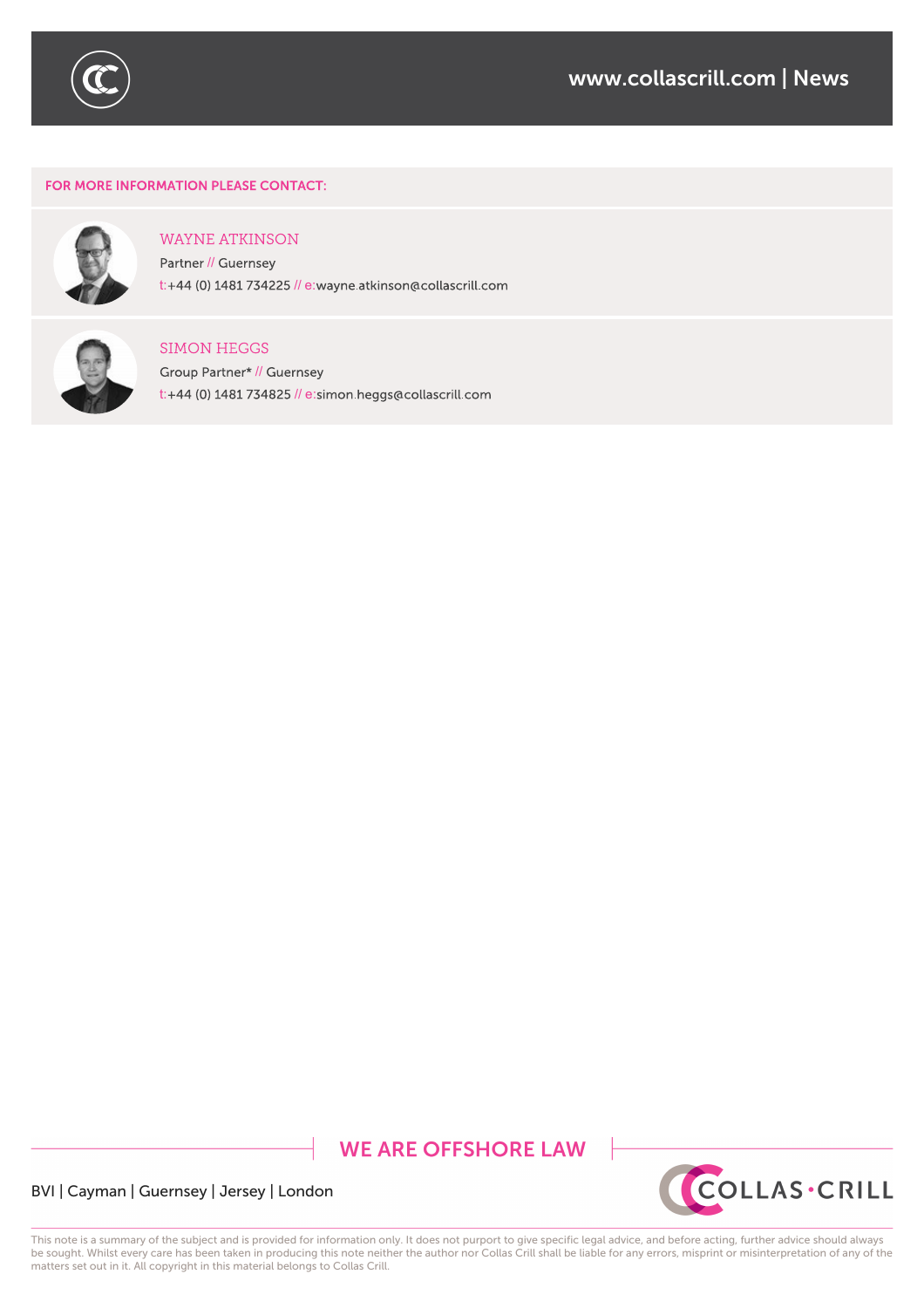FOR MORE INFORMATION PLEASE CONTACT:

WAYNE ATKINSON
Partner // Guernsey
t:+44 (0) 1481 734225 // e:wayne.atkinson@collascrill.com

SIMON HEGGS
Group Partner* // Guernsey
t:+44 (0) 1481 734825 // e:simon.heggs@collascrill.com

WE ARE OFFSHORE LAW

BVI | Cayman | Guernsey | Jersey | London

This note is a summary of the subject and is provided for information only. It does not purport to give specific legal advice, and before acting, further advice should always be sought. Whilst every care has been taken in producing this note neither the author nor Collas Crill shall be liable for any errors, misprint or misinterpretation of any of the matters set out in it. All copyright in this material belongs to Collas Crill.